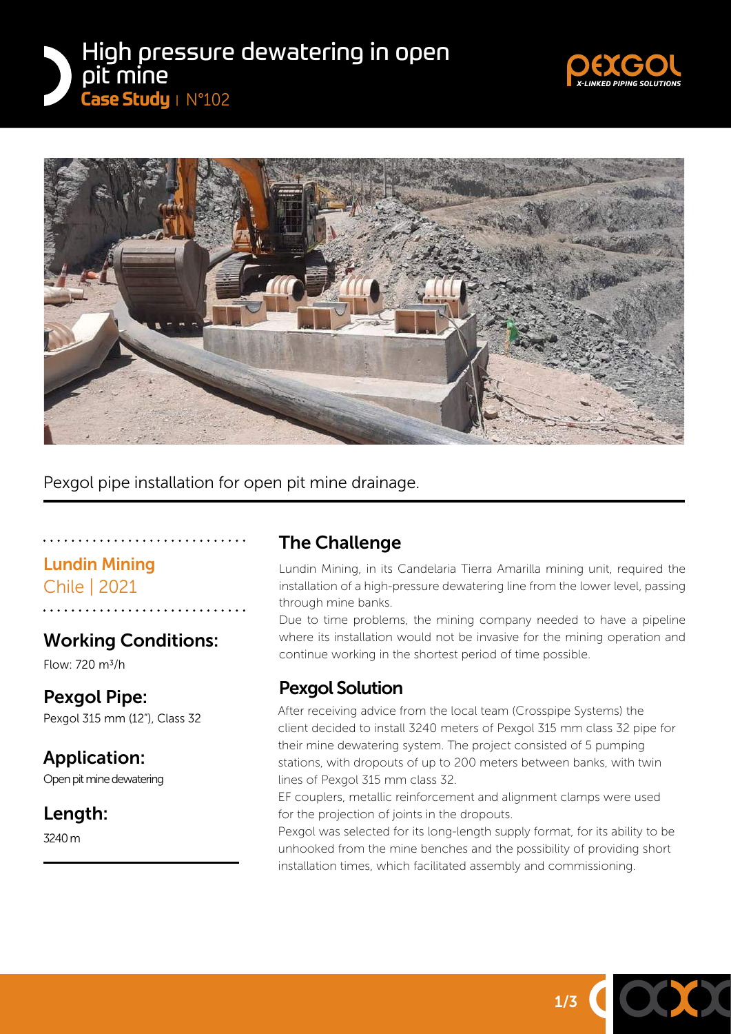# High pressure dewatering in open pit mine

**Case Study** | N°102

Pexgol pipe installation for open pit mine drainage.

### Lundin Mining
Chile | 2021

### Working Conditions:
Flow: 720 $m^3/h$

### Pexgol Pipe:
Pexgol 315 mm (12"), Class 32

### Application:
Open pit mine dewatering

### Length:
3240 m

## The Challenge

Lundin Mining, in its Candelaria Tierra Amarilla mining unit, required the installation of a high-pressure dewatering line from the lower level, passing through mine banks.

Due to time problems, the mining company needed to have a pipeline where its installation would not be invasive for the mining operation and continue working in the shortest period of time possible.

## Pexgol Solution

After receiving advice from the local team (Crosspipe Systems) the client decided to install 3240 meters of Pexgol 315 mm class 32 pipe for their mine dewatering system. The project consisted of 5 pumping stations, with dropouts of up to 200 meters between banks, with twin lines of Pexgol 315 mm class 32.

EF couplers, metallic reinforcement and alignment clamps were used for the projection of joints in the dropouts.

Pexgol was selected for its long-length supply format, for its ability to be unhooked from the mine benches and the possibility of providing short installation times, which facilitated assembly and commissioning.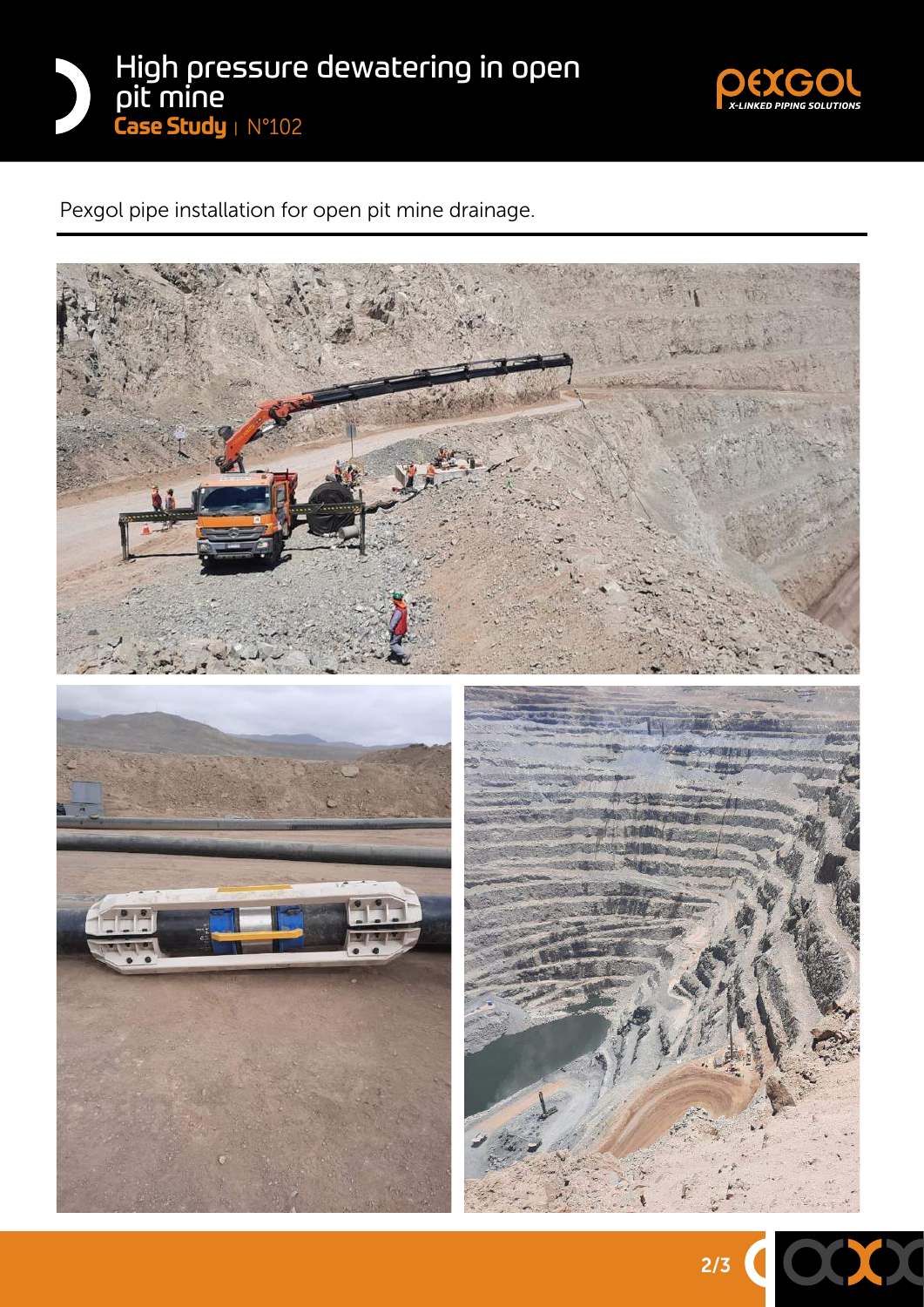# High pressure dewatering in open pit mine

**Case Study** | N°102

Pexgol pipe installation for open pit mine drainage.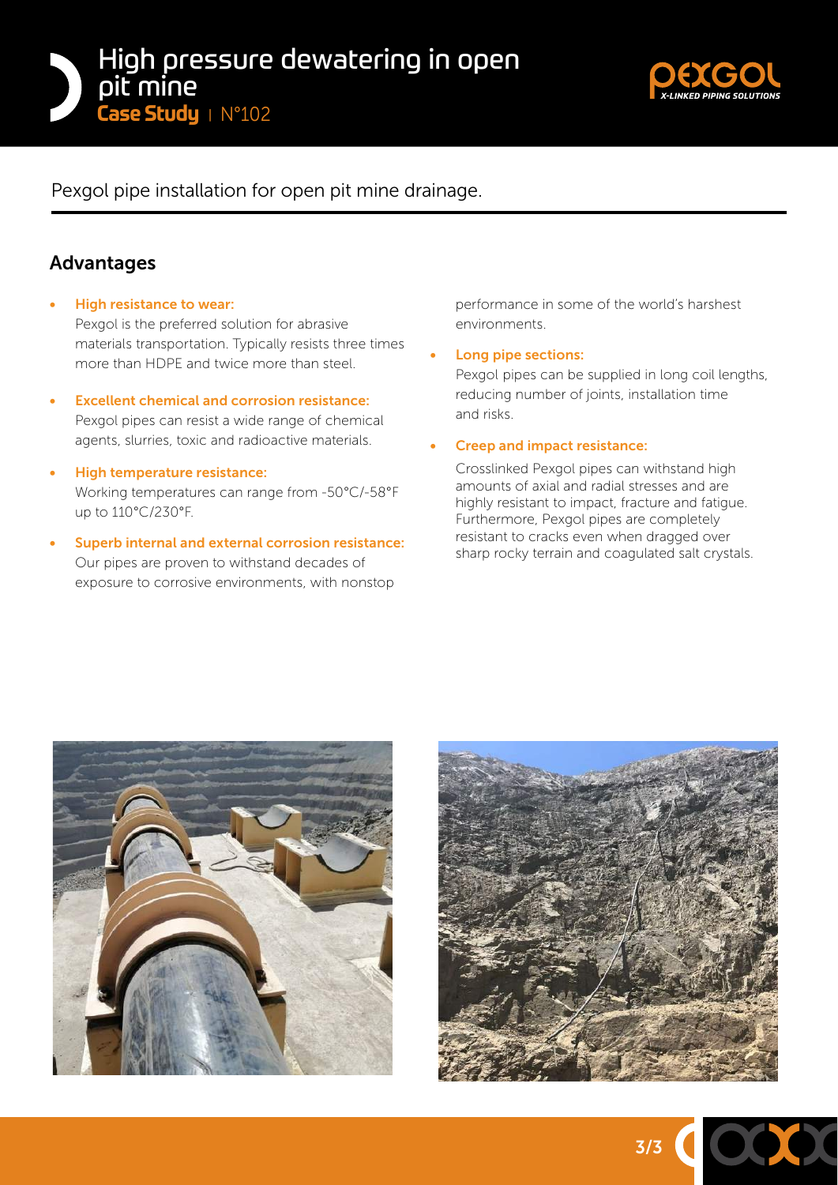# High pressure dewatering in open pit mine

**Case Study** | N°102

Pexgol pipe installation for open pit mine drainage.

## Advantages

- **High resistance to wear:**
  Pexgol is the preferred solution for abrasive materials transportation. Typically resists three times more than HDPE and twice more than steel.
- **Excellent chemical and corrosion resistance:**
  Pexgol pipes can resist a wide range of chemical agents, slurries, toxic and radioactive materials.
- **High temperature resistance:**
  Working temperatures can range from -50°C/-58°F up to 110°C/230°F.
- **Superb internal and external corrosion resistance:**
  Our pipes are proven to withstand decades of exposure to corrosive environments, with nonstop performance in some of the world's harshest environments.
- **Long pipe sections:**
  Pexgol pipes can be supplied in long coil lengths, reducing number of joints, installation time and risks.
- **Creep and impact resistance:**
  Crosslinked Pexgol pipes can withstand high amounts of axial and radial stresses and are highly resistant to impact, fracture and fatigue. Furthermore, Pexgol pipes are completely resistant to cracks even when dragged over sharp rocky terrain and coagulated salt crystals.